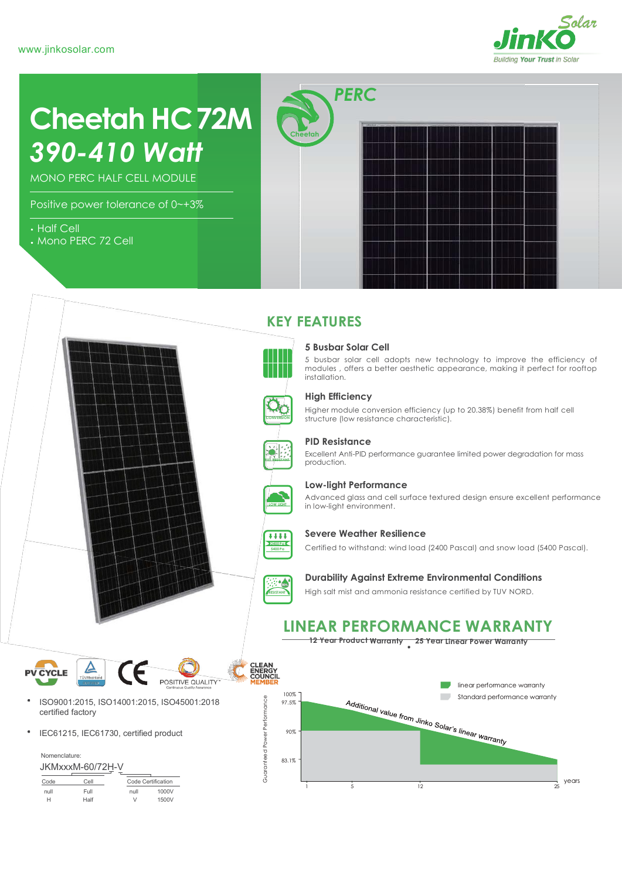www.jinkosolar.com

# Cheetah HC 72M
## *390-410 Watt*

MONO PERC HALF CELL MODULE

Positive power tolerance of 0~+3%

- Half Cell
- Mono PERC 72 Cell

PERC

## KEY FEATURES

### 5 Busbar Solar Cell

5 busbar solar cell adopts new technology to improve the efficiency of modules , offers a better aesthetic appearance, making it perfect for rooftop installation.

### High Efficiency

Higher module conversion efficiency (up to 20.38%) benefit from half cell structure (low resistance characteristic).

### PID Resistance

Excellent Anti-PID performance guarantee limited power degradation for mass production.

### Low-light Performance

Advanced glass and cell surface textured design ensure excellent performance in low-light environment.

### Severe Weather Resilience

Certified to withstand: wind load (2400 Pascal) and snow load (5400 Pascal).

### Durability Against Extreme Environmental Conditions

High salt mist and ammonia resistance certified by TUV NORD.

## LINEAR PERFORMANCE WARRANTY

12 Year Product Warranty • 25 Year Linear Power Warranty

- ISO9001:2015, ISO14001:2015, ISO45001:2018 certified factory
- IEC61215, IEC61730, certified product

Nomenclature:

JKMxxxM-60/72H-V

| Code | Cell |
|---|---|
| null | Full |
| H | Half |

| Code | Certification |
|---|---|
| null | 1000V |
| V | 1500V |

linear performance warranty

Standard performance warranty

Guaranteed Power Performance: 100%, 97.5%, 90%, 83.1%

Additional value from Jinko Solar's linear warranty

years: 1, 5, 12, 25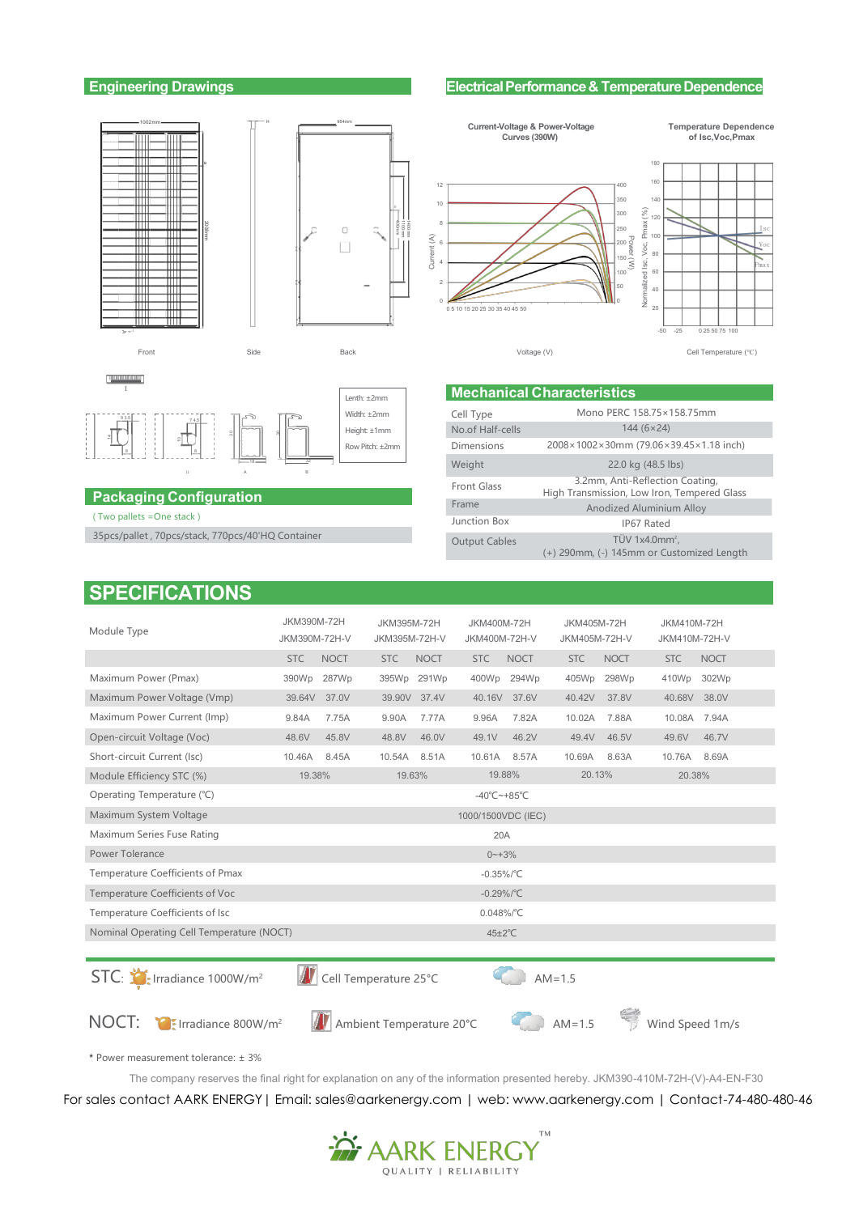## Engineering Drawings

1002mm

2008mm

954mm

Front

Side

Back

Lenth: ±2mm

Width: ±2mm

Height: ±1mm

Row Pitch: ±2mm

## Electrical Performance & Temperature Dependence

Current-Voltage & Power-Voltage Curves (390W)

Current (A)

Power (W)

Voltage (V)

Temperature Dependence of Isc,Voc,Pmax

Normalized Isc, Voc, Pmax (%)

Isc

Voc

Pmax

Cell Temperature (℃)

## Packaging Configuration

( Two pallets =One stack )

35pcs/pallet , 70pcs/stack, 770pcs/40'HQ Container

## Mechanical Characteristics

| | |
|---|---|
| Cell Type | Mono PERC 158.75×158.75mm |
| No.of Half-cells | 144 (6×24) |
| Dimensions | 2008×1002×30mm (79.06×39.45×1.18 inch) |
| Weight | 22.0 kg (48.5 lbs) |
| Front Glass | 3.2mm, Anti-Reflection Coating, High Transmission, Low Iron, Tempered Glass |
| Frame | Anodized Aluminium Alloy |
| Junction Box | IP67 Rated |
| Output Cables | TÜV 1x4.0mm², (+) 290mm, (-) 145mm or Customized Length |

## SPECIFICATIONS

| Module Type | JKM390M-72H JKM390M-72H-V | | JKM395M-72H JKM395M-72H-V | | JKM400M-72H JKM400M-72H-V | | JKM405M-72H JKM405M-72H-V | | JKM410M-72H JKM410M-72H-V | |
|---|---|---|---|---|---|---|---|---|---|---|
| | STC | NOCT | STC | NOCT | STC | NOCT | STC | NOCT | STC | NOCT |
| Maximum Power (Pmax) | 390Wp | 287Wp | 395Wp | 291Wp | 400Wp | 294Wp | 405Wp | 298Wp | 410Wp | 302Wp |
| Maximum Power Voltage (Vmp) | 39.64V | 37.0V | 39.90V | 37.4V | 40.16V | 37.6V | 40.42V | 37.8V | 40.68V | 38.0V |
| Maximum Power Current (Imp) | 9.84A | 7.75A | 9.90A | 7.77A | 9.96A | 7.82A | 10.02A | 7.88A | 10.08A | 7.94A |
| Open-circuit Voltage (Voc) | 48.6V | 45.8V | 48.8V | 46.0V | 49.1V | 46.2V | 49.4V | 46.5V | 49.6V | 46.7V |
| Short-circuit Current (Isc) | 10.46A | 8.45A | 10.54A | 8.51A | 10.61A | 8.57A | 10.69A | 8.63A | 10.76A | 8.69A |
| Module Efficiency STC (%) | 19.38% | | 19.63% | | 19.88% | | 20.13% | | 20.38% | |
| Operating Temperature (℃) | -40℃~+85℃ | | | | | | | | | |
| Maximum System Voltage | 1000/1500VDC (IEC) | | | | | | | | | |
| Maximum Series Fuse Rating | 20A | | | | | | | | | |
| Power Tolerance | 0~+3% | | | | | | | | | |
| Temperature Coefficients of Pmax | -0.35%/℃ | | | | | | | | | |
| Temperature Coefficients of Voc | -0.29%/℃ | | | | | | | | | |
| Temperature Coefficients of Isc | 0.048%/℃ | | | | | | | | | |
| Nominal Operating Cell Temperature (NOCT) | 45±2℃ | | | | | | | | | |

STC: Irradiance 1000W/m² Cell Temperature 25°C AM=1.5

NOCT: Irradiance 800W/m² Ambient Temperature 20°C AM=1.5 Wind Speed 1m/s

\* Power measurement tolerance: ± 3%

The company reserves the final right for explanation on any of the information presented hereby. JKM390-410M-72H-(V)-A4-EN-F30

For sales contact AARK ENERGY | Email: sales@aarkenergy.com | web: www.aarkenergy.com | Contact-74-480-480-46

AARK ENERGY™

QUALITY | RELIABILITY